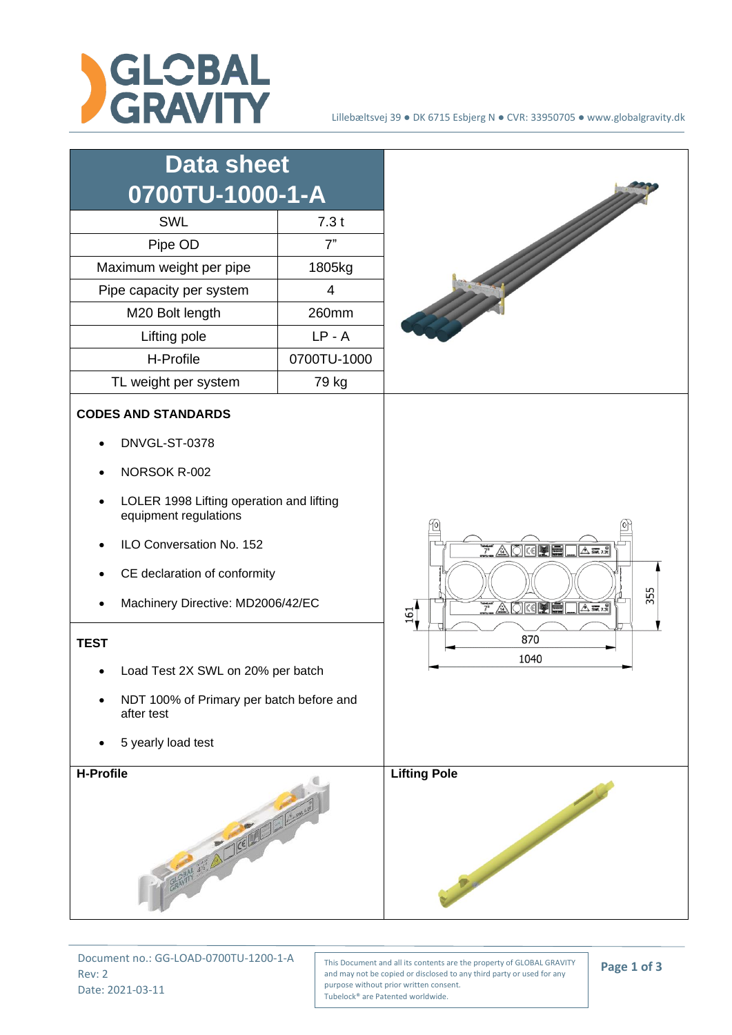Lillebæltsvej 39 ● DK 6715 Esbjerg N ● CVR: 33950705 ● www.globalgravity.dk

# Data sheet 0700TU-1000-1-A

| | |
|---|---|
| SWL | 7.3 t |
| Pipe OD | 7" |
| Maximum weight per pipe | 1805kg |
| Pipe capacity per system | 4 |
| M20 Bolt length | 260mm |
| Lifting pole | LP - A |
| H-Profile | 0700TU-1000 |
| TL weight per system | 79 kg |

**CODES AND STANDARDS**

- DNVGL-ST-0378
- NORSOK R-002
- LOLER 1998 Lifting operation and lifting equipment regulations
- ILO Conversation No. 152
- CE declaration of conformity
- Machinery Directive: MD2006/42/EC

161

355

870

1040

**TEST**

- Load Test 2X SWL on 20% per batch
- NDT 100% of Primary per batch before and after test
- 5 yearly load test

**H-Profile**

**Lifting Pole**

Document no.: GG-LOAD-0700TU-1200-1-A
Rev: 2
Date: 2021-03-11

This Document and all its contents are the property of GLOBAL GRAVITY and may not be copied or disclosed to any third party or used for any purpose without prior written consent.
Tubelock® are Patented worldwide.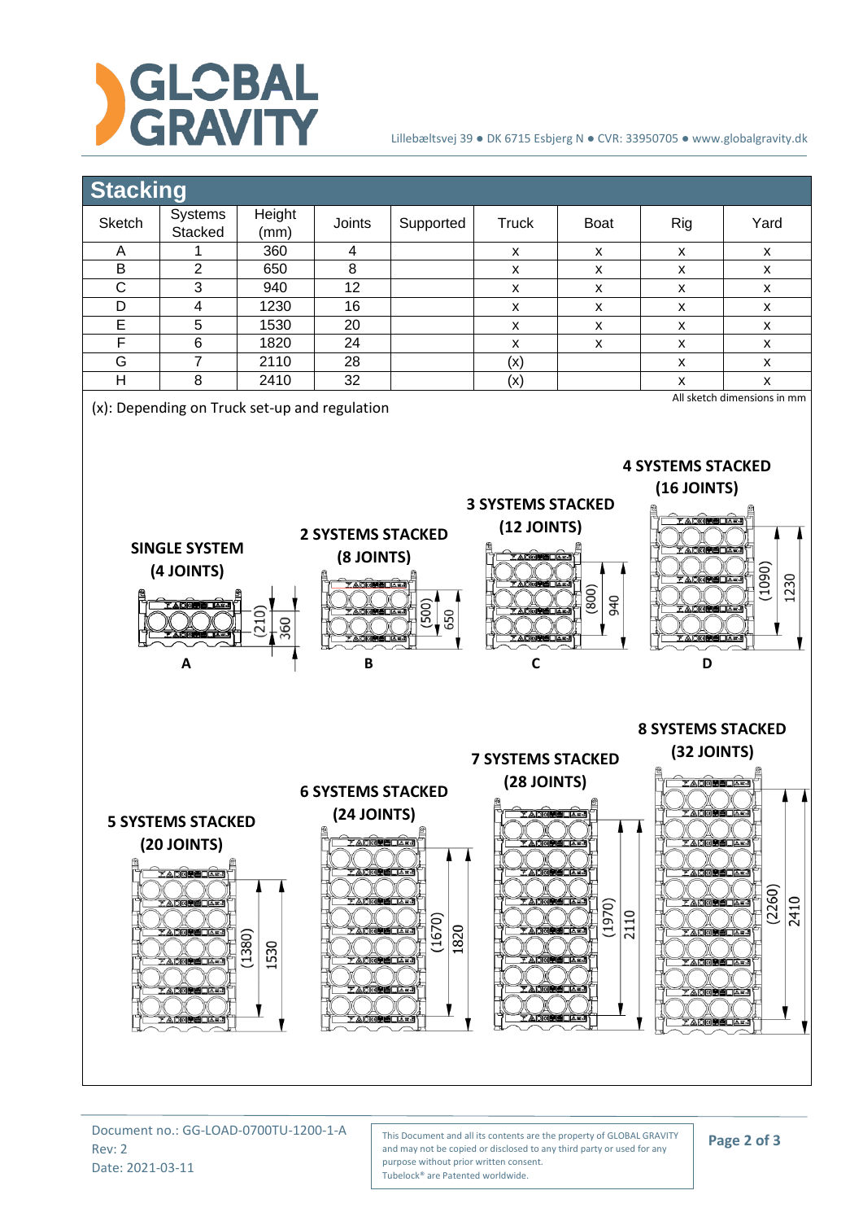## Stacking

| Sketch | Systems Stacked | Height (mm) | Joints | Supported | Truck | Boat | Rig | Yard |
|---|---|---|---|---|---|---|---|---|
| A | 1 | 360 | 4 | | x | x | x | x |
| B | 2 | 650 | 8 | | x | x | x | x |
| C | 3 | 940 | 12 | | x | x | x | x |
| D | 4 | 1230 | 16 | | x | x | x | x |
| E | 5 | 1530 | 20 | | x | x | x | x |
| F | 6 | 1820 | 24 | | x | x | x | x |
| G | 7 | 2110 | 28 | | (x) | | x | x |
| H | 8 | 2410 | 32 | | (x) | | x | x |

(x): Depending on Truck set-up and regulation

All sketch dimensions in mm

SINGLE SYSTEM
(4 JOINTS)
(210)
360
A

2 SYSTEMS STACKED
(8 JOINTS)
(500)
650
B

3 SYSTEMS STACKED
(12 JOINTS)
(800)
940
C

4 SYSTEMS STACKED
(16 JOINTS)
(1090)
1230
D

5 SYSTEMS STACKED
(20 JOINTS)
(1380)
1530

6 SYSTEMS STACKED
(24 JOINTS)
(1670)
1820

7 SYSTEMS STACKED
(28 JOINTS)
(1970)
2110

8 SYSTEMS STACKED
(32 JOINTS)
(2260)
2410

Document no.: GG-LOAD-0700TU-1200-1-A
Rev: 2
Date: 2021-03-11

This Document and all its contents are the property of GLOBAL GRAVITY and may not be copied or disclosed to any third party or used for any purpose without prior written consent.
Tubelock® are Patented worldwide.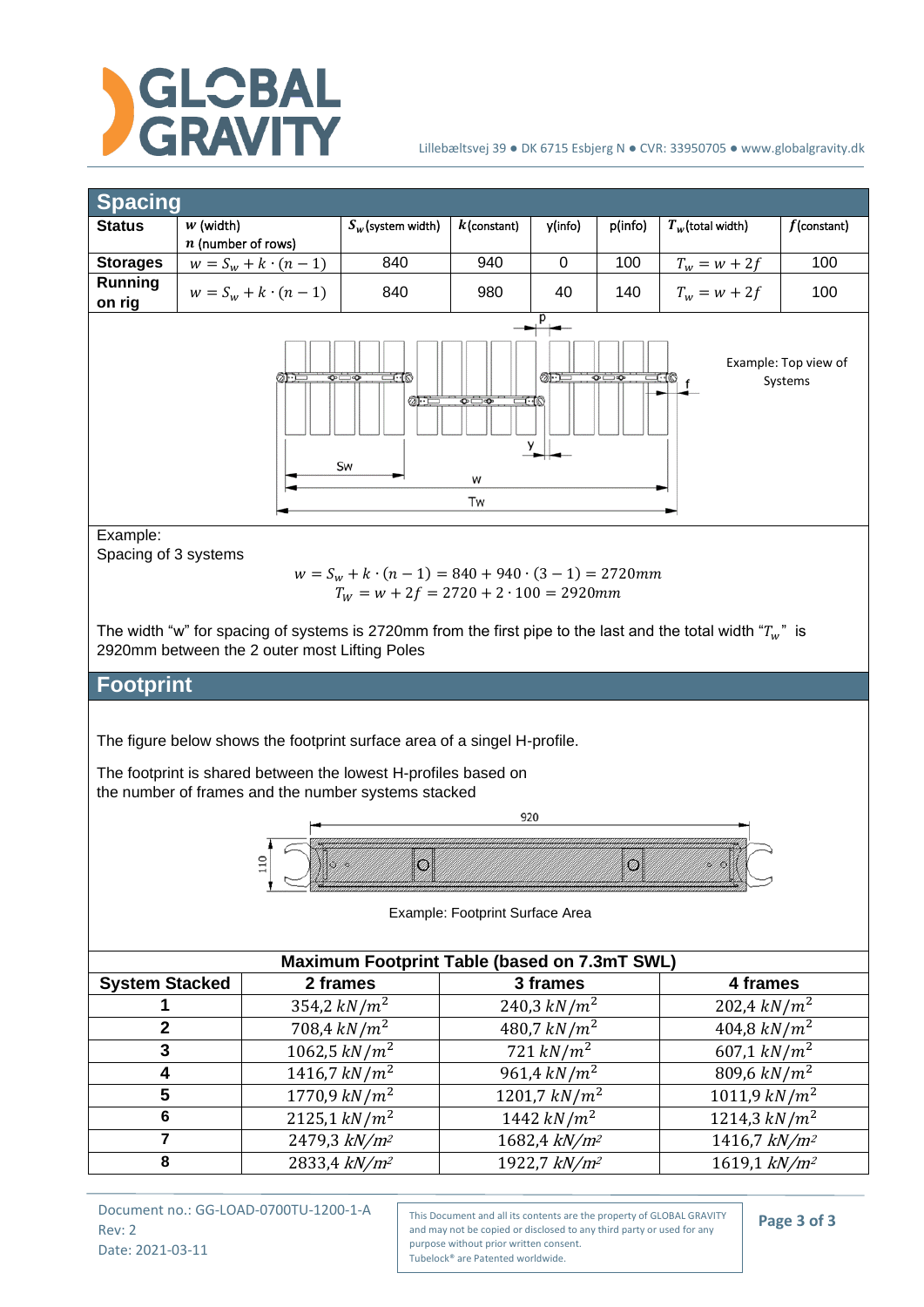## Spacing

| Status | $w$ (width) $n$ (number of rows) | $S_w$ (system width) | $k$ (constant) | y(info) | p(info) | $T_w$ (total width) | $f$ (constant) |
|---|---|---|---|---|---|---|---|
| **Storages** | $w = S_w + k \cdot (n-1)$ | 840 | 940 | 0 | 100 | $T_w = w + 2f$ | 100 |
| **Running on rig** | $w = S_w + k \cdot (n-1)$ | 840 | 980 | 40 | 140 | $T_w = w + 2f$ | 100 |

p

f

y

Sw

w

Tw

Example: Top view of Systems

Example:
Spacing of 3 systems

$$w = S_w + k \cdot (n-1) = 840 + 940 \cdot (3-1) = 2720mm$$
$$T_W = w + 2f = 2720 + 2 \cdot 100 = 2920mm$$

The width "w" for spacing of systems is 2720mm from the first pipe to the last and the total width "$T_w$" is 2920mm between the 2 outer most Lifting Poles

## Footprint

The figure below shows the footprint surface area of a singel H-profile.

The footprint is shared between the lowest H-profiles based on the number of frames and the number systems stacked

920

110

Example: Footprint Surface Area

**Maximum Footprint Table (based on 7.3mT SWL)**

| System Stacked | 2 frames | 3 frames | 4 frames |
|---|---|---|---|
| **1** | 354,2 $kN/m^2$ | 240,3 $kN/m^2$ | 202,4 $kN/m^2$ |
| **2** | 708,4 $kN/m^2$ | 480,7 $kN/m^2$ | 404,8 $kN/m^2$ |
| **3** | 1062,5 $kN/m^2$ | 721 $kN/m^2$ | 607,1 $kN/m^2$ |
| **4** | 1416,7 $kN/m^2$ | 961,4 $kN/m^2$ | 809,6 $kN/m^2$ |
| **5** | 1770,9 $kN/m^2$ | 1201,7 $kN/m^2$ | 1011,9 $kN/m^2$ |
| **6** | 2125,1 $kN/m^2$ | 1442 $kN/m^2$ | 1214,3 $kN/m^2$ |
| **7** | 2479,3 $kN/m^2$ | 1682,4 $kN/m^2$ | 1416,7 $kN/m^2$ |
| **8** | 2833,4 $kN/m^2$ | 1922,7 $kN/m^2$ | 1619,1 $kN/m^2$ |